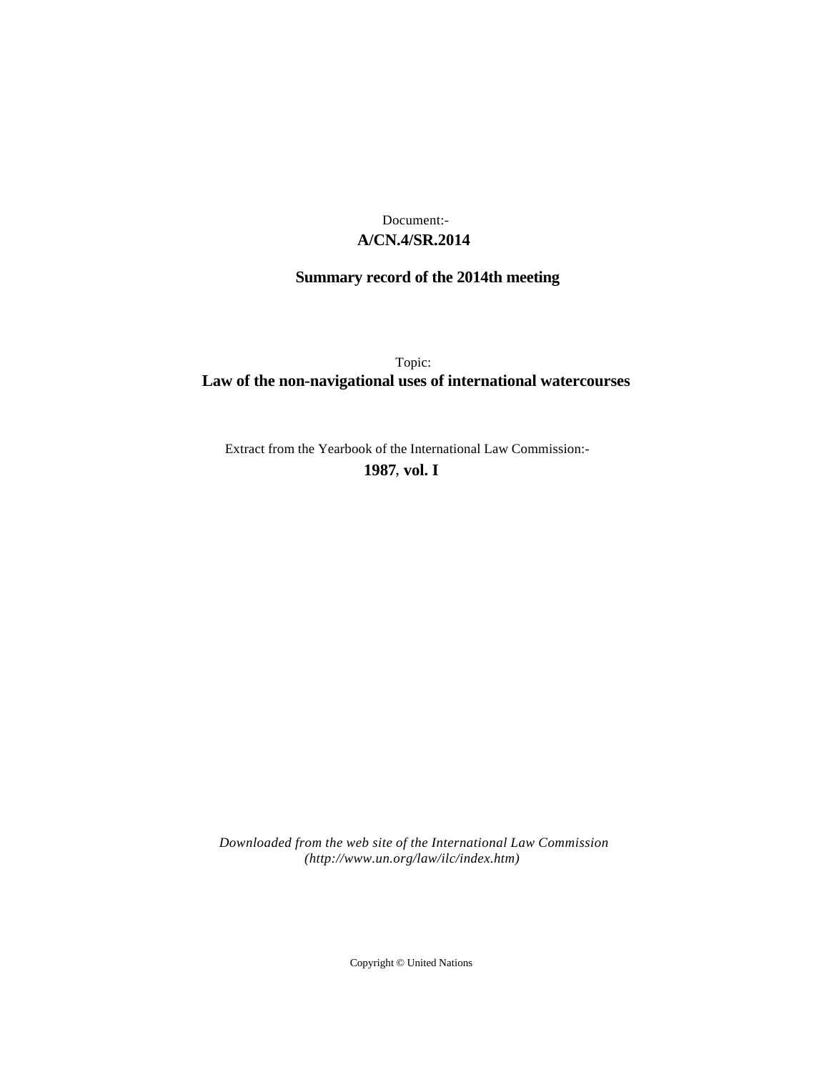Document:-

**A/CN.4/SR.2014**

**Summary record of the 2014th meeting**

Topic:

**Law of the non-navigational uses of international watercourses**

Extract from the Yearbook of the International Law Commission:-

**1987, vol. I**

*Downloaded from the web site of the International Law Commission (http://www.un.org/law/ilc/index.htm)*

Copyright © United Nations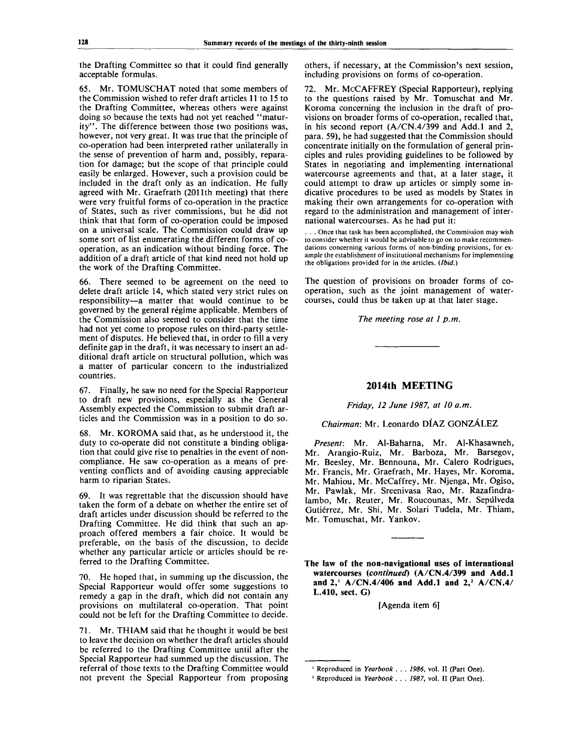the Drafting Committee so that it could find generally acceptable formulas.

65. Mr. TOMUSCHAT noted that some members of the Commission wished to refer draft articles 11 to 15 to the Drafting Committee, whereas others were against doing so because the texts had not yet reached "maturity". The difference between those two positions was, however, not very great. It was true that the principle of co-operation had been interpreted rather unilaterally in the sense of prevention of harm and, possibly, reparation for damage; but the scope of that principle could easily be enlarged. However, such a provision could be included in the draft only as an indication. He fully agreed with Mr. Graefrath (2011th meeting) that there were very fruitful forms of co-operation in the practice of States, such as river commissions, but he did not think that that form of co-operation could be imposed on a universal scale. The Commission could draw up some sort of list enumerating the different forms of co-operation, as an indication without binding force. The addition of a draft article of that kind need not hold up the work of the Drafting Committee.

66. There seemed to be agreement on the need to delete draft article 14, which stated very strict rules on responsibility—a matter that would continue to be governed by the general régime applicable. Members of the Commission also seemed to consider that the time had not yet come to propose rules on third-party settlement of disputes. He believed that, in order to fill a very definite gap in the draft, it was necessary to insert an additional draft article on structural pollution, which was a matter of particular concern to the industrialized countries.

67. Finally, he saw no need for the Special Rapporteur to draft new provisions, especially as the General Assembly expected the Commission to submit draft articles and the Commission was in a position to do so.

68. Mr. KOROMA said that, as he understood it, the duty to co-operate did not constitute a binding obligation that could give rise to penalties in the event of non-compliance. He saw co-operation as a means of preventing conflicts and of avoiding causing appreciable harm to riparian States.

69. It was regrettable that the discussion should have taken the form of a debate on whether the entire set of draft articles under discussion should be referred to the Drafting Committee. He did think that such an approach offered members a fair choice. It would be preferable, on the basis of the discussion, to decide whether any particular article or articles should be referred to the Drafting Committee.

70. He hoped that, in summing up the discussion, the Special Rapporteur would offer some suggestions to remedy a gap in the draft, which did not contain any provisions on multilateral co-operation. That point could not be left for the Drafting Committee to decide.

71. Mr. THIAM said that he thought it would be best to leave the decision on whether the draft articles should be referred to the Drafting Committee until after the Special Rapporteur had summed up the discussion. The referral of those texts to the Drafting Committee would not prevent the Special Rapporteur from proposing others, if necessary, at the Commission's next session, including provisions on forms of co-operation.

72. Mr. McCAFFREY (Special Rapporteur), replying to the questions raised by Mr. Tomuschat and Mr. Koroma concerning the inclusion in the draft of provisions on broader forms of co-operation, recalled that, in his second report (A/CN.4/399 and Add.1 and 2, para. 59), he had suggested that the Commission should concentrate initially on the formulation of general principles and rules providing guidelines to be followed by States in negotiating and implementing international watercourse agreements and that, at a later stage, it could attempt to draw up articles or simply some indicative procedures to be used as models by States in making their own arrangements for co-operation with regard to the administration and management of international watercourses. As he had put it:

> . . . Once that task has been accomplished, the Commission may wish to consider whether it would be advisable to go on to make recommendations concerning various forms of non-binding provisions, for example the establishment of institutional mechanisms for implementing the obligations provided for in the articles. (*Ibid.*)

The question of provisions on broader forms of co-operation, such as the joint management of watercourses, could thus be taken up at that later stage.

*The meeting rose at 1 p.m.*

---

## 2014th MEETING

*Friday, 12 June 1987, at 10 a.m.*

*Chairman*: Mr. Leonardo DÍAZ GONZÁLEZ

*Present*: Mr. Al-Baharna, Mr. Al-Khasawneh, Mr. Arangio-Ruiz, Mr. Barboza, Mr. Barsegov, Mr. Beesley, Mr. Bennouna, Mr. Calero Rodrigues, Mr. Francis, Mr. Graefrath, Mr. Hayes, Mr. Koroma, Mr. Mahiou, Mr. McCaffrey, Mr. Njenga, Mr. Ogiso, Mr. Pawlak, Mr. Sreenivasa Rao, Mr. Razafindralambo, Mr. Reuter, Mr. Roucounas, Mr. Sepúlveda Gutiérrez, Mr. Shi, Mr. Solari Tudela, Mr. Thiam, Mr. Tomuschat, Mr. Yankov.

---

**The law of the non-navigational uses of international watercourses (*continued*) (A/CN.4/399 and Add.1 and 2,[1] A/CN.4/406 and Add.1 and 2,[2] A/CN.4/L.410, sect. G)**

[Agenda item 6]

---

[1] Reproduced in *Yearbook . . . 1986*, vol. II (Part One).

[2] Reproduced in *Yearbook . . . 1987*, vol. II (Part One).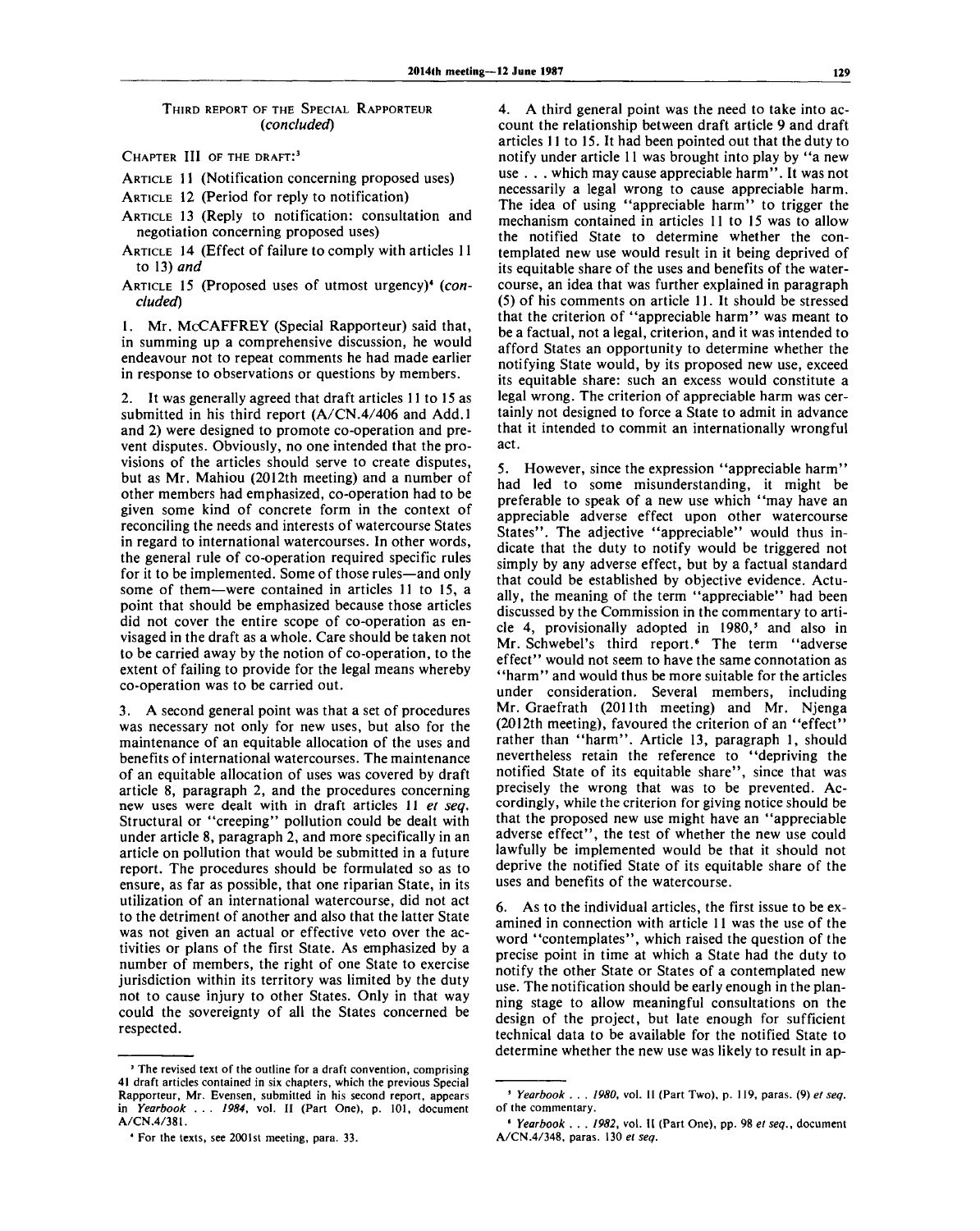THIRD REPORT OF THE SPECIAL RAPPORTEUR (*concluded*)

CHAPTER III OF THE DRAFT:[3]

ARTICLE 11 (Notification concerning proposed uses)

ARTICLE 12 (Period for reply to notification)

ARTICLE 13 (Reply to notification: consultation and negotiation concerning proposed uses)

ARTICLE 14 (Effect of failure to comply with articles 11 to 13) *and*

ARTICLE 15 (Proposed uses of utmost urgency)[4] (*concluded*)

1. Mr. McCAFFREY (Special Rapporteur) said that, in summing up a comprehensive discussion, he would endeavour not to repeat comments he had made earlier in response to observations or questions by members.

2. It was generally agreed that draft articles 11 to 15 as submitted in his third report (A/CN.4/406 and Add.1 and 2) were designed to promote co-operation and prevent disputes. Obviously, no one intended that the provisions of the articles should serve to create disputes, but as Mr. Mahiou (2012th meeting) and a number of other members had emphasized, co-operation had to be given some kind of concrete form in the context of reconciling the needs and interests of watercourse States in regard to international watercourses. In other words, the general rule of co-operation required specific rules for it to be implemented. Some of those rules—and only some of them—were contained in articles 11 to 15, a point that should be emphasized because those articles did not cover the entire scope of co-operation as envisaged in the draft as a whole. Care should be taken not to be carried away by the notion of co-operation, to the extent of failing to provide for the legal means whereby co-operation was to be carried out.

3. A second general point was that a set of procedures was necessary not only for new uses, but also for the maintenance of an equitable allocation of the uses and benefits of international watercourses. The maintenance of an equitable allocation of uses was covered by draft article 8, paragraph 2, and the procedures concerning new uses were dealt with in draft articles 11 *et seq.* Structural or "creeping" pollution could be dealt with under article 8, paragraph 2, and more specifically in an article on pollution that would be submitted in a future report. The procedures should be formulated so as to ensure, as far as possible, that one riparian State, in its utilization of an international watercourse, did not act to the detriment of another and also that the latter State was not given an actual or effective veto over the activities or plans of the first State. As emphasized by a number of members, the right of one State to exercise jurisdiction within its territory was limited by the duty not to cause injury to other States. Only in that way could the sovereignty of all the States concerned be respected.

4. A third general point was the need to take into account the relationship between draft article 9 and draft articles 11 to 15. It had been pointed out that the duty to notify under article 11 was brought into play by "a new use . . . which may cause appreciable harm". It was not necessarily a legal wrong to cause appreciable harm. The idea of using "appreciable harm" to trigger the mechanism contained in articles 11 to 15 was to allow the notified State to determine whether the contemplated new use would result in it being deprived of its equitable share of the uses and benefits of the watercourse, an idea that was further explained in paragraph (5) of his comments on article 11. It should be stressed that the criterion of "appreciable harm" was meant to be a factual, not a legal, criterion, and it was intended to afford States an opportunity to determine whether the notifying State would, by its proposed new use, exceed its equitable share: such an excess would constitute a legal wrong. The criterion of appreciable harm was certainly not designed to force a State to admit in advance that it intended to commit an internationally wrongful act.

5. However, since the expression "appreciable harm" had led to some misunderstanding, it might be preferable to speak of a new use which "may have an appreciable adverse effect upon other watercourse States". The adjective "appreciable" would thus indicate that the duty to notify would be triggered not simply by any adverse effect, but by a factual standard that could be established by objective evidence. Actually, the meaning of the term "appreciable" had been discussed by the Commission in the commentary to article 4, provisionally adopted in 1980,[5] and also in Mr. Schwebel's third report.[6] The term "adverse effect" would not seem to have the same connotation as "harm" and would thus be more suitable for the articles under consideration. Several members, including Mr. Graefrath (2011th meeting) and Mr. Njenga (2012th meeting), favoured the criterion of an "effect" rather than "harm". Article 13, paragraph 1, should nevertheless retain the reference to "depriving the notified State of its equitable share", since that was precisely the wrong that was to be prevented. Accordingly, while the criterion for giving notice should be that the proposed new use might have an "appreciable adverse effect", the test of whether the new use could lawfully be implemented would be that it should not deprive the notified State of its equitable share of the uses and benefits of the watercourse.

6. As to the individual articles, the first issue to be examined in connection with article 11 was the use of the word "contemplates", which raised the question of the precise point in time at which a State had the duty to notify the other State or States of a contemplated new use. The notification should be early enough in the planning stage to allow meaningful consultations on the design of the project, but late enough for sufficient technical data to be available for the notified State to determine whether the new use was likely to result in ap-

---

[3] The revised text of the outline for a draft convention, comprising 41 draft articles contained in six chapters, which the previous Special Rapporteur, Mr. Evensen, submitted in his second report, appears in *Yearbook . . . 1984*, vol. II (Part One), p. 101, document A/CN.4/381.

[4] For the texts, see 2001st meeting, para. 33.

[5] *Yearbook . . . 1980*, vol. II (Part Two), p. 119, paras. (9) *et seq.* of the commentary.

[6] *Yearbook . . . 1982*, vol. II (Part One), pp. 98 *et seq.*, document A/CN.4/348, paras. 130 *et seq.*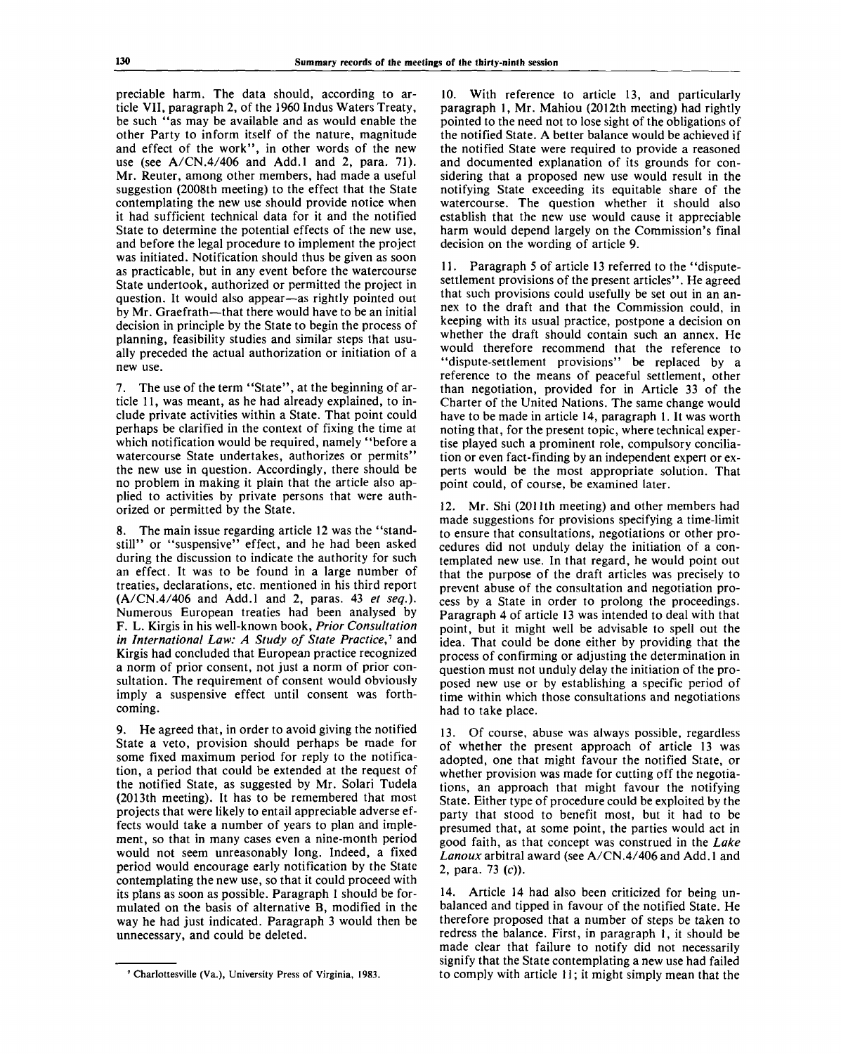preciable harm. The data should, according to article VII, paragraph 2, of the 1960 Indus Waters Treaty, be such "as may be available and as would enable the other Party to inform itself of the nature, magnitude and effect of the work", in other words of the new use (see A/CN.4/406 and Add.1 and 2, para. 71). Mr. Reuter, among other members, had made a useful suggestion (2008th meeting) to the effect that the State contemplating the new use should provide notice when it had sufficient technical data for it and the notified State to determine the potential effects of the new use, and before the legal procedure to implement the project was initiated. Notification should thus be given as soon as practicable, but in any event before the watercourse State undertook, authorized or permitted the project in question. It would also appear—as rightly pointed out by Mr. Graefrath—that there would have to be an initial decision in principle by the State to begin the process of planning, feasibility studies and similar steps that usually preceded the actual authorization or initiation of a new use.

7. The use of the term "State", at the beginning of article 11, was meant, as he had already explained, to include private activities within a State. That point could perhaps be clarified in the context of fixing the time at which notification would be required, namely "before a watercourse State undertakes, authorizes or permits" the new use in question. Accordingly, there should be no problem in making it plain that the article also applied to activities by private persons that were authorized or permitted by the State.

8. The main issue regarding article 12 was the "standstill" or "suspensive" effect, and he had been asked during the discussion to indicate the authority for such an effect. It was to be found in a large number of treaties, declarations, etc. mentioned in his third report (A/CN.4/406 and Add.1 and 2, paras. 43 *et seq.*). Numerous European treaties had been analysed by F. L. Kirgis in his well-known book, *Prior Consultation in International Law: A Study of State Practice*,[7] and Kirgis had concluded that European practice recognized a norm of prior consent, not just a norm of prior consultation. The requirement of consent would obviously imply a suspensive effect until consent was forthcoming.

9. He agreed that, in order to avoid giving the notified State a veto, provision should perhaps be made for some fixed maximum period for reply to the notification, a period that could be extended at the request of the notified State, as suggested by Mr. Solari Tudela (2013th meeting). It has to be remembered that most projects that were likely to entail appreciable adverse effects would take a number of years to plan and implement, so that in many cases even a nine-month period would not seem unreasonably long. Indeed, a fixed period would encourage early notification by the State contemplating the new use, so that it could proceed with its plans as soon as possible. Paragraph 1 should be formulated on the basis of alternative B, modified in the way he had just indicated. Paragraph 3 would then be unnecessary, and could be deleted.

[7] Charlottesville (Va.), University Press of Virginia, 1983.

10. With reference to article 13, and particularly paragraph 1, Mr. Mahiou (2012th meeting) had rightly pointed to the need not to lose sight of the obligations of the notified State. A better balance would be achieved if the notified State were required to provide a reasoned and documented explanation of its grounds for considering that a proposed new use would result in the notifying State exceeding its equitable share of the watercourse. The question whether it should also establish that the new use would cause it appreciable harm would depend largely on the Commission's final decision on the wording of article 9.

11. Paragraph 5 of article 13 referred to the "dispute-settlement provisions of the present articles". He agreed that such provisions could usefully be set out in an annex to the draft and that the Commission could, in keeping with its usual practice, postpone a decision on whether the draft should contain such an annex. He would therefore recommend that the reference to "dispute-settlement provisions" be replaced by a reference to the means of peaceful settlement, other than negotiation, provided for in Article 33 of the Charter of the United Nations. The same change would have to be made in article 14, paragraph 1. It was worth noting that, for the present topic, where technical expertise played such a prominent role, compulsory conciliation or even fact-finding by an independent expert or experts would be the most appropriate solution. That point could, of course, be examined later.

12. Mr. Shi (2011th meeting) and other members had made suggestions for provisions specifying a time-limit to ensure that consultations, negotiations or other procedures did not unduly delay the initiation of a contemplated new use. In that regard, he would point out that the purpose of the draft articles was precisely to prevent abuse of the consultation and negotiation process by a State in order to prolong the proceedings. Paragraph 4 of article 13 was intended to deal with that point, but it might well be advisable to spell out the idea. That could be done either by providing that the process of confirming or adjusting the determination in question must not unduly delay the initiation of the proposed new use or by establishing a specific period of time within which those consultations and negotiations had to take place.

13. Of course, abuse was always possible, regardless of whether the present approach of article 13 was adopted, one that might favour the notified State, or whether provision was made for cutting off the negotiations, an approach that might favour the notifying State. Either type of procedure could be exploited by the party that stood to benefit most, but it had to be presumed that, at some point, the parties would act in good faith, as that concept was construed in the *Lake Lanoux* arbitral award (see A/CN.4/406 and Add.1 and 2, para. 73 (*c*)).

14. Article 14 had also been criticized for being unbalanced and tipped in favour of the notified State. He therefore proposed that a number of steps be taken to redress the balance. First, in paragraph 1, it should be made clear that failure to notify did not necessarily signify that the State contemplating a new use had failed to comply with article 11; it might simply mean that the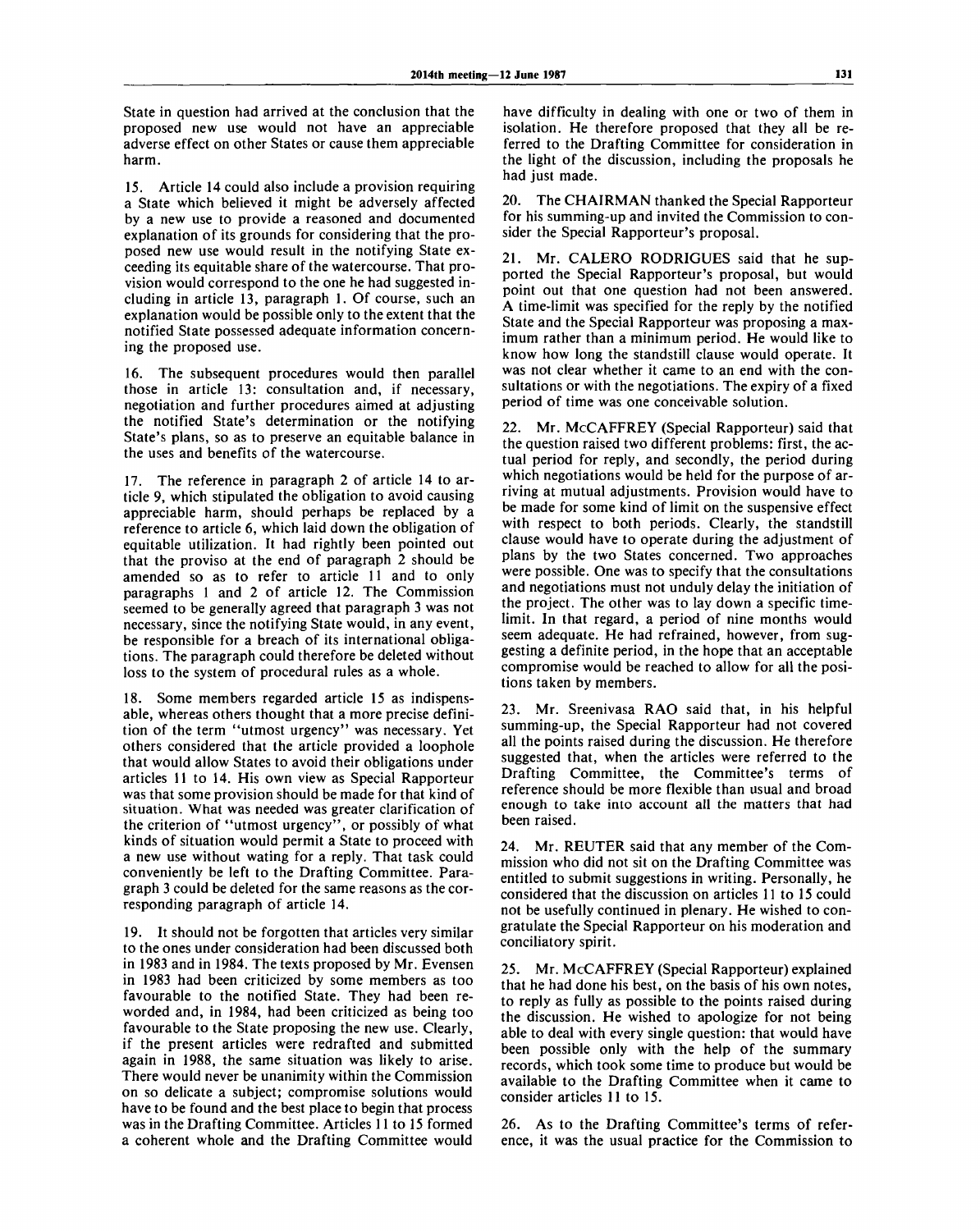State in question had arrived at the conclusion that the proposed new use would not have an appreciable adverse effect on other States or cause them appreciable harm.

15. Article 14 could also include a provision requiring a State which believed it might be adversely affected by a new use to provide a reasoned and documented explanation of its grounds for considering that the proposed new use would result in the notifying State exceeding its equitable share of the watercourse. That provision would correspond to the one he had suggested including in article 13, paragraph 1. Of course, such an explanation would be possible only to the extent that the notified State possessed adequate information concerning the proposed use.

16. The subsequent procedures would then parallel those in article 13: consultation and, if necessary, negotiation and further procedures aimed at adjusting the notified State's determination or the notifying State's plans, so as to preserve an equitable balance in the uses and benefits of the watercourse.

17. The reference in paragraph 2 of article 14 to article 9, which stipulated the obligation to avoid causing appreciable harm, should perhaps be replaced by a reference to article 6, which laid down the obligation of equitable utilization. It had rightly been pointed out that the proviso at the end of paragraph 2 should be amended so as to refer to article 11 and to only paragraphs 1 and 2 of article 12. The Commission seemed to be generally agreed that paragraph 3 was not necessary, since the notifying State would, in any event, be responsible for a breach of its international obligations. The paragraph could therefore be deleted without loss to the system of procedural rules as a whole.

18. Some members regarded article 15 as indispensable, whereas others thought that a more precise definition of the term "utmost urgency" was necessary. Yet others considered that the article provided a loophole that would allow States to avoid their obligations under articles 11 to 14. His own view as Special Rapporteur was that some provision should be made for that kind of situation. What was needed was greater clarification of the criterion of "utmost urgency", or possibly of what kinds of situation would permit a State to proceed with a new use without waiting for a reply. That task could conveniently be left to the Drafting Committee. Paragraph 3 could be deleted for the same reasons as the corresponding paragraph of article 14.

19. It should not be forgotten that articles very similar to the ones under consideration had been discussed both in 1983 and in 1984. The texts proposed by Mr. Evensen in 1983 had been criticized by some members as too favourable to the notified State. They had been reworded and, in 1984, had been criticized as being too favourable to the State proposing the new use. Clearly, if the present articles were redrafted and submitted again in 1988, the same situation was likely to arise. There would never be unanimity within the Commission on so delicate a subject; compromise solutions would have to be found and the best place to begin that process was in the Drafting Committee. Articles 11 to 15 formed a coherent whole and the Drafting Committee would have difficulty in dealing with one or two of them in isolation. He therefore proposed that they all be referred to the Drafting Committee for consideration in the light of the discussion, including the proposals he had just made.

20. The CHAIRMAN thanked the Special Rapporteur for his summing-up and invited the Commission to consider the Special Rapporteur's proposal.

21. Mr. CALERO RODRIGUES said that he supported the Special Rapporteur's proposal, but would point out that one question had not been answered. A time-limit was specified for the reply by the notified State and the Special Rapporteur was proposing a maximum rather than a minimum period. He would like to know how long the standstill clause would operate. It was not clear whether it came to an end with the consultations or with the negotiations. The expiry of a fixed period of time was one conceivable solution.

22. Mr. McCAFFREY (Special Rapporteur) said that the question raised two different problems: first, the actual period for reply, and secondly, the period during which negotiations would be held for the purpose of arriving at mutual adjustments. Provision would have to be made for some kind of limit on the suspensive effect with respect to both periods. Clearly, the standstill clause would have to operate during the adjustment of plans by the two States concerned. Two approaches were possible. One was to specify that the consultations and negotiations must not unduly delay the initiation of the project. The other was to lay down a specific time-limit. In that regard, a period of nine months would seem adequate. He had refrained, however, from suggesting a definite period, in the hope that an acceptable compromise would be reached to allow for all the positions taken by members.

23. Mr. Sreenivasa RAO said that, in his helpful summing-up, the Special Rapporteur had not covered all the points raised during the discussion. He therefore suggested that, when the articles were referred to the Drafting Committee, the Committee's terms of reference should be more flexible than usual and broad enough to take into account all the matters that had been raised.

24. Mr. REUTER said that any member of the Commission who did not sit on the Drafting Committee was entitled to submit suggestions in writing. Personally, he considered that the discussion on articles 11 to 15 could not be usefully continued in plenary. He wished to congratulate the Special Rapporteur on his moderation and conciliatory spirit.

25. Mr. McCAFFREY (Special Rapporteur) explained that he had done his best, on the basis of his own notes, to reply as fully as possible to the points raised during the discussion. He wished to apologize for not being able to deal with every single question: that would have been possible only with the help of the summary records, which took some time to produce but would be available to the Drafting Committee when it came to consider articles 11 to 15.

26. As to the Drafting Committee's terms of reference, it was the usual practice for the Commission to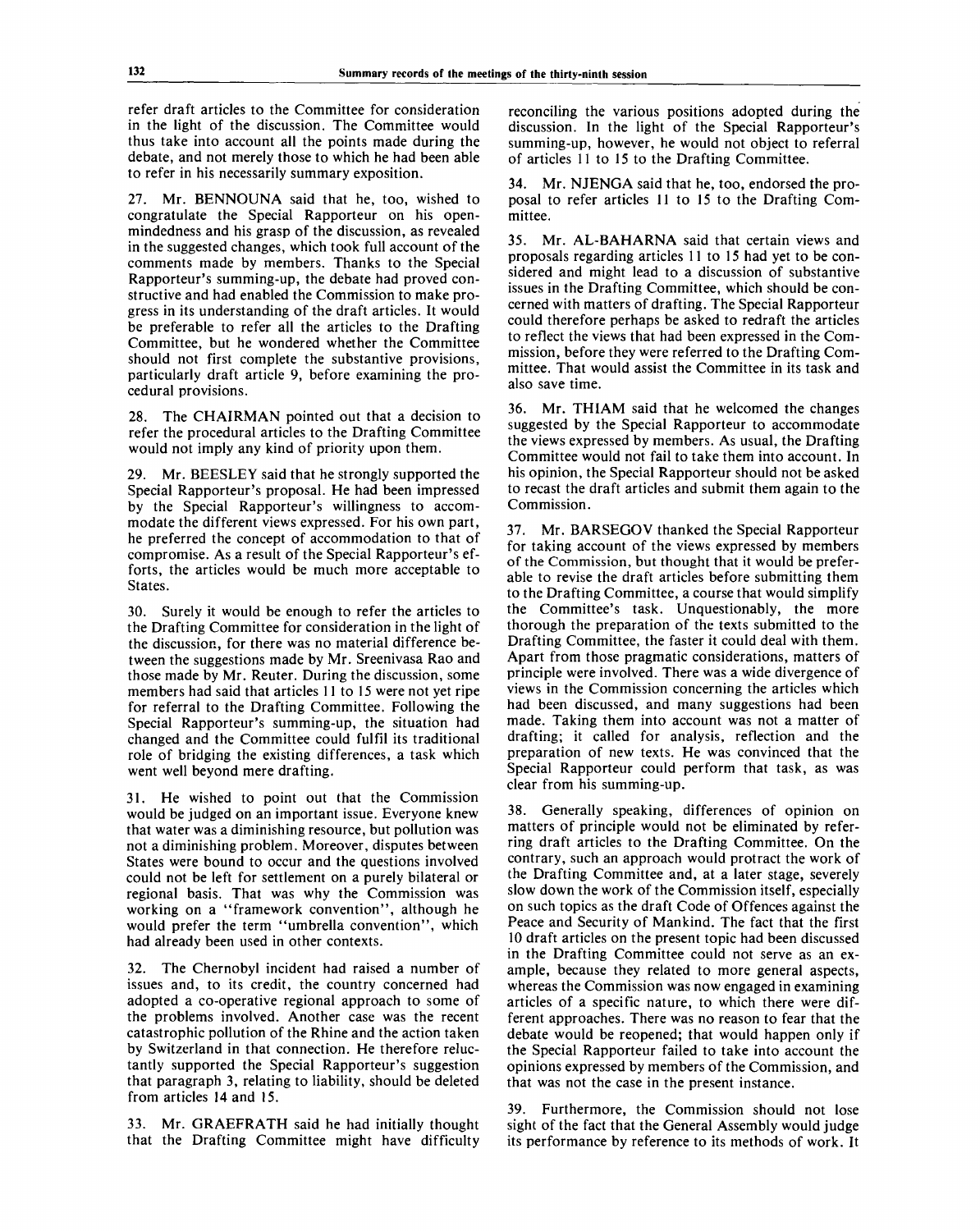refer draft articles to the Committee for consideration in the light of the discussion. The Committee would thus take into account all the points made during the debate, and not merely those to which he had been able to refer in his necessarily summary exposition.

27. Mr. BENNOUNA said that he, too, wished to congratulate the Special Rapporteur on his open-mindedness and his grasp of the discussion, as revealed in the suggested changes, which took full account of the comments made by members. Thanks to the Special Rapporteur's summing-up, the debate had proved constructive and had enabled the Commission to make progress in its understanding of the draft articles. It would be preferable to refer all the articles to the Drafting Committee, but he wondered whether the Committee should not first complete the substantive provisions, particularly draft article 9, before examining the procedural provisions.

28. The CHAIRMAN pointed out that a decision to refer the procedural articles to the Drafting Committee would not imply any kind of priority upon them.

29. Mr. BEESLEY said that he strongly supported the Special Rapporteur's proposal. He had been impressed by the Special Rapporteur's willingness to accommodate the different views expressed. For his own part, he preferred the concept of accommodation to that of compromise. As a result of the Special Rapporteur's efforts, the articles would be much more acceptable to States.

30. Surely it would be enough to refer the articles to the Drafting Committee for consideration in the light of the discussion, for there was no material difference between the suggestions made by Mr. Sreenivasa Rao and those made by Mr. Reuter. During the discussion, some members had said that articles 11 to 15 were not yet ripe for referral to the Drafting Committee. Following the Special Rapporteur's summing-up, the situation had changed and the Committee could fulfil its traditional role of bridging the existing differences, a task which went well beyond mere drafting.

31. He wished to point out that the Commission would be judged on an important issue. Everyone knew that water was a diminishing resource, but pollution was not a diminishing problem. Moreover, disputes between States were bound to occur and the questions involved could not be left for settlement on a purely bilateral or regional basis. That was why the Commission was working on a "framework convention", although he would prefer the term "umbrella convention", which had already been used in other contexts.

32. The Chernobyl incident had raised a number of issues and, to its credit, the country concerned had adopted a co-operative regional approach to some of the problems involved. Another case was the recent catastrophic pollution of the Rhine and the action taken by Switzerland in that connection. He therefore reluctantly supported the Special Rapporteur's suggestion that paragraph 3, relating to liability, should be deleted from articles 14 and 15.

33. Mr. GRAEFRATH said he had initially thought that the Drafting Committee might have difficulty reconciling the various positions adopted during the discussion. In the light of the Special Rapporteur's summing-up, however, he would not object to referral of articles 11 to 15 to the Drafting Committee.

34. Mr. NJENGA said that he, too, endorsed the proposal to refer articles 11 to 15 to the Drafting Committee.

35. Mr. AL-BAHARNA said that certain views and proposals regarding articles 11 to 15 had yet to be considered and might lead to a discussion of substantive issues in the Drafting Committee, which should be concerned with matters of drafting. The Special Rapporteur could therefore perhaps be asked to redraft the articles to reflect the views that had been expressed in the Commission, before they were referred to the Drafting Committee. That would assist the Committee in its task and also save time.

36. Mr. THIAM said that he welcomed the changes suggested by the Special Rapporteur to accommodate the views expressed by members. As usual, the Drafting Committee would not fail to take them into account. In his opinion, the Special Rapporteur should not be asked to recast the draft articles and submit them again to the Commission.

37. Mr. BARSEGOV thanked the Special Rapporteur for taking account of the views expressed by members of the Commission, but thought that it would be preferable to revise the draft articles before submitting them to the Drafting Committee, a course that would simplify the Committee's task. Unquestionably, the more thorough the preparation of the texts submitted to the Drafting Committee, the faster it could deal with them. Apart from those pragmatic considerations, matters of principle were involved. There was a wide divergence of views in the Commission concerning the articles which had been discussed, and many suggestions had been made. Taking them into account was not a matter of drafting; it called for analysis, reflection and the preparation of new texts. He was convinced that the Special Rapporteur could perform that task, as was clear from his summing-up.

38. Generally speaking, differences of opinion on matters of principle would not be eliminated by referring draft articles to the Drafting Committee. On the contrary, such an approach would protract the work of the Drafting Committee and, at a later stage, severely slow down the work of the Commission itself, especially on such topics as the draft Code of Offences against the Peace and Security of Mankind. The fact that the first 10 draft articles on the present topic had been discussed in the Drafting Committee could not serve as an example, because they related to more general aspects, whereas the Commission was now engaged in examining articles of a specific nature, to which there were different approaches. There was no reason to fear that the debate would be reopened; that would happen only if the Special Rapporteur failed to take into account the opinions expressed by members of the Commission, and that was not the case in the present instance.

39. Furthermore, the Commission should not lose sight of the fact that the General Assembly would judge its performance by reference to its methods of work. It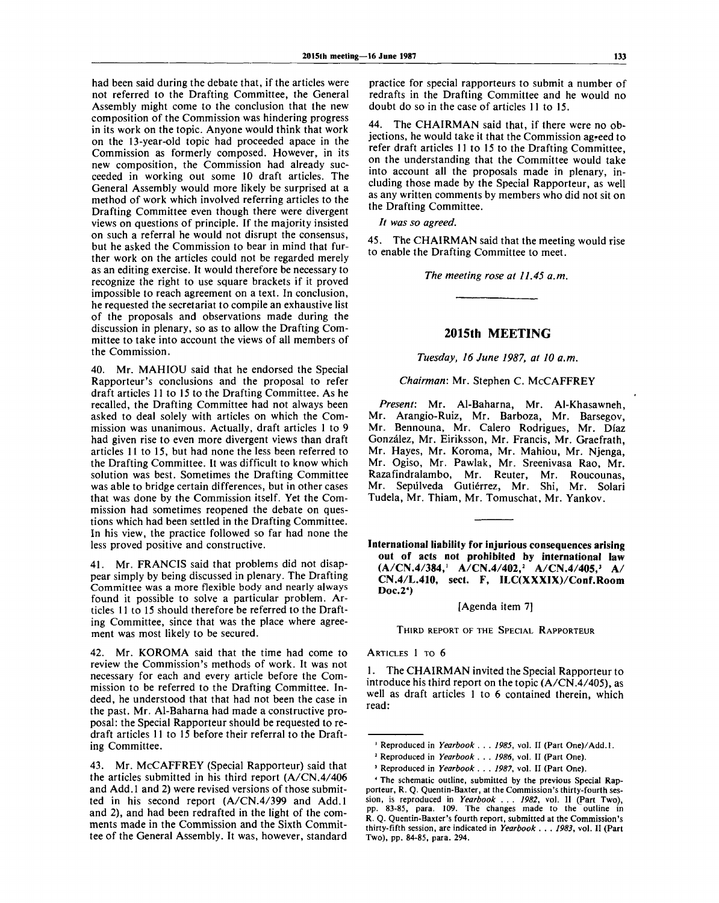had been said during the debate that, if the articles were not referred to the Drafting Committee, the General Assembly might come to the conclusion that the new composition of the Commission was hindering progress in its work on the topic. Anyone would think that work on the 13-year-old topic had proceeded apace in the Commission as formerly composed. However, in its new composition, the Commission had already succeeded in working out some 10 draft articles. The General Assembly would more likely be surprised at a method of work which involved referring articles to the Drafting Committee even though there were divergent views on questions of principle. If the majority insisted on such a referral he would not disrupt the consensus, but he asked the Commission to bear in mind that further work on the articles could not be regarded merely as an editing exercise. It would therefore be necessary to recognize the right to use square brackets if it proved impossible to reach agreement on a text. In conclusion, he requested the secretariat to compile an exhaustive list of the proposals and observations made during the discussion in plenary, so as to allow the Drafting Committee to take into account the views of all members of the Commission.

40. Mr. MAHIOU said that he endorsed the Special Rapporteur's conclusions and the proposal to refer draft articles 11 to 15 to the Drafting Committee. As he recalled, the Drafting Committee had not always been asked to deal solely with articles on which the Commission was unanimous. Actually, draft articles 1 to 9 had given rise to even more divergent views than draft articles 11 to 15, but had none the less been referred to the Drafting Committee. It was difficult to know which solution was best. Sometimes the Drafting Committee was able to bridge certain differences, but in other cases that was done by the Commission itself. Yet the Commission had sometimes reopened the debate on questions which had been settled in the Drafting Committee. In his view, the practice followed so far had none the less proved positive and constructive.

41. Mr. FRANCIS said that problems did not disappear simply by being discussed in plenary. The Drafting Committee was a more flexible body and nearly always found it possible to solve a particular problem. Articles 11 to 15 should therefore be referred to the Drafting Committee, since that was the place where agreement was most likely to be secured.

42. Mr. KOROMA said that the time had come to review the Commission's methods of work. It was not necessary for each and every article before the Commission to be referred to the Drafting Committee. Indeed, he understood that that had not been the case in the past. Mr. Al-Baharna had made a constructive proposal: the Special Rapporteur should be requested to redraft articles 11 to 15 before their referral to the Drafting Committee.

43. Mr. McCAFFREY (Special Rapporteur) said that the articles submitted in his third report (A/CN.4/406 and Add.1 and 2) were revised versions of those submitted in his second report (A/CN.4/399 and Add.1 and 2), and had been redrafted in the light of the comments made in the Commission and the Sixth Committee of the General Assembly. It was, however, standard practice for special rapporteurs to submit a number of redrafts in the Drafting Committee and he would no doubt do so in the case of articles 11 to 15.

44. The CHAIRMAN said that, if there were no objections, he would take it that the Commission agreed to refer draft articles 11 to 15 to the Drafting Committee, on the understanding that the Committee would take into account all the proposals made in plenary, including those made by the Special Rapporteur, as well as any written comments by members who did not sit on the Drafting Committee.

*It was so agreed.*

45. The CHAIRMAN said that the meeting would rise to enable the Drafting Committee to meet.

*The meeting rose at 11.45 a.m.*

---

## 2015th MEETING

*Tuesday, 16 June 1987, at 10 a.m.*

*Chairman*: Mr. Stephen C. McCAFFREY

*Present*: Mr. Al-Baharna, Mr. Al-Khasawneh, Mr. Arangio-Ruiz, Mr. Barboza, Mr. Barsegov, Mr. Bennouna, Mr. Calero Rodrigues, Mr. Díaz González, Mr. Eiriksson, Mr. Francis, Mr. Graefrath, Mr. Hayes, Mr. Koroma, Mr. Mahiou, Mr. Njenga, Mr. Ogiso, Mr. Pawlak, Mr. Sreenivasa Rao, Mr. Razafindralambo, Mr. Reuter, Mr. Roucounas, Mr. Sepúlveda Gutiérrez, Mr. Shi, Mr. Solari Tudela, Mr. Thiam, Mr. Tomuschat, Mr. Yankov.

---

### International liability for injurious consequences arising out of acts not prohibited by international law (A/CN.4/384,[1] A/CN.4/402,[2] A/CN.4/405,[3] A/CN.4/L.410, sect. F, ILC(XXXIX)/Conf.Room Doc.2[4])

[Agenda item 7]

THIRD REPORT OF THE SPECIAL RAPPORTEUR

ARTICLES 1 TO 6

1. The CHAIRMAN invited the Special Rapporteur to introduce his third report on the topic (A/CN.4/405), as well as draft articles 1 to 6 contained therein, which read:

---

[1] Reproduced in *Yearbook . . . 1985*, vol. II (Part One)/Add.1.

[2] Reproduced in *Yearbook . . . 1986*, vol. II (Part One).

[3] Reproduced in *Yearbook . . . 1987*, vol. II (Part One).

[4] The schematic outline, submitted by the previous Special Rapporteur, R. Q. Quentin-Baxter, at the Commission's thirty-fourth session, is reproduced in *Yearbook . . . 1982*, vol. II (Part Two), pp. 83-85, para. 109. The changes made to the outline in R. Q. Quentin-Baxter's fourth report, submitted at the Commission's thirty-fifth session, are indicated in *Yearbook . . . 1983*, vol. II (Part Two), pp. 84-85, para. 294.